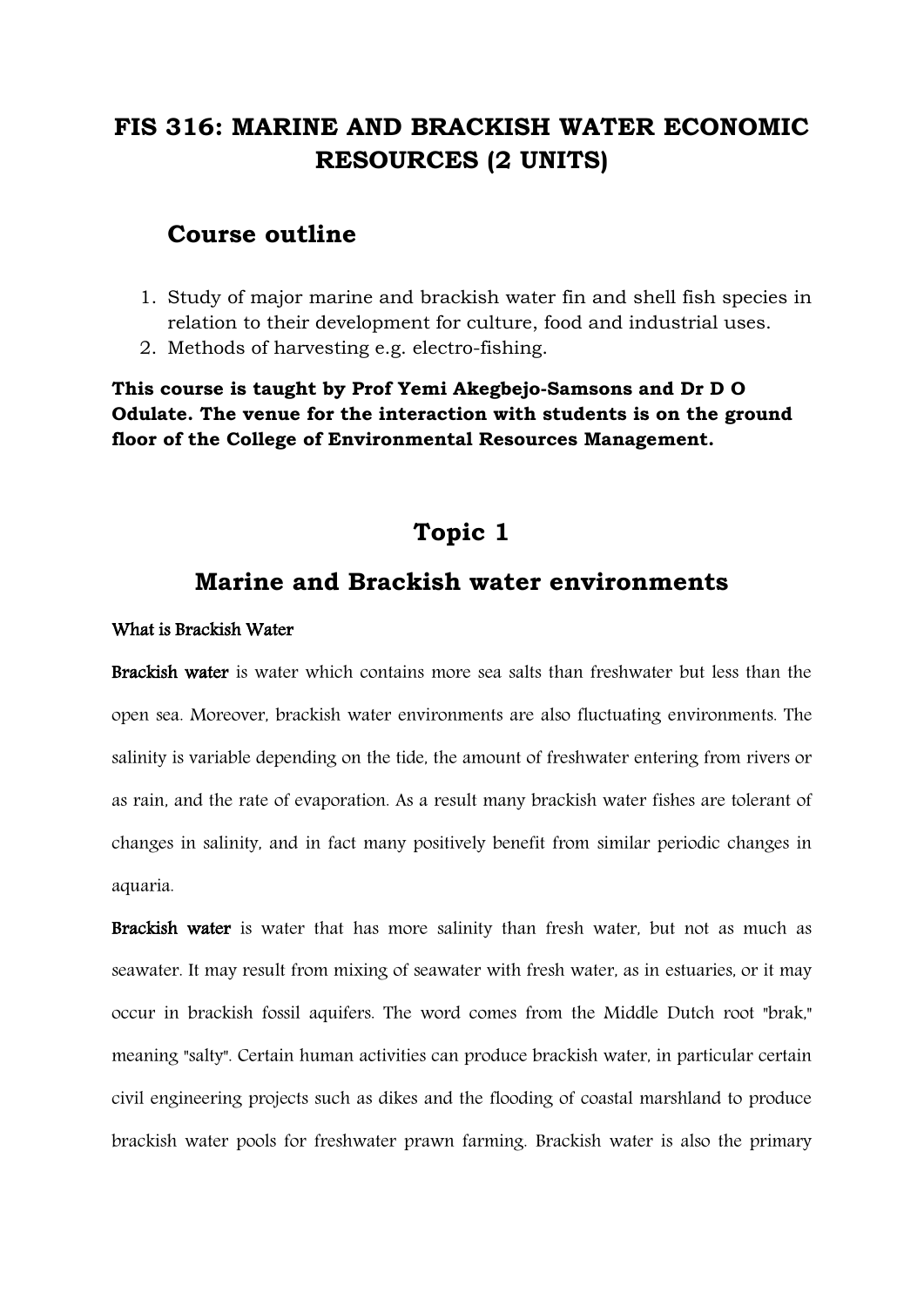# FIS 316: MARINE AND BRACKISH WATER ECONOMIC RESOURCES (2 UNITS)

## Course outline

1. Study of major marine and brackish water fin and shell fish species in relation to their development for culture, food and industrial uses.
2. Methods of harvesting e.g. electro-fishing.

**This course is taught by Prof Yemi Akegbejo-Samsons and Dr D O Odulate. The venue for the interaction with students is on the ground floor of the College of Environmental Resources Management.**

## Topic 1

## Marine and Brackish water environments

### What is Brackish Water

**Brackish water** is water which contains more sea salts than freshwater but less than the open sea. Moreover, brackish water environments are also fluctuating environments. The salinity is variable depending on the tide, the amount of freshwater entering from rivers or as rain, and the rate of evaporation. As a result many brackish water fishes are tolerant of changes in salinity, and in fact many positively benefit from similar periodic changes in aquaria.

**Brackish water** is water that has more salinity than fresh water, but not as much as seawater. It may result from mixing of seawater with fresh water, as in estuaries, or it may occur in brackish fossil aquifers. The word comes from the Middle Dutch root "brak," meaning "salty". Certain human activities can produce brackish water, in particular certain civil engineering projects such as dikes and the flooding of coastal marshland to produce brackish water pools for freshwater prawn farming. Brackish water is also the primary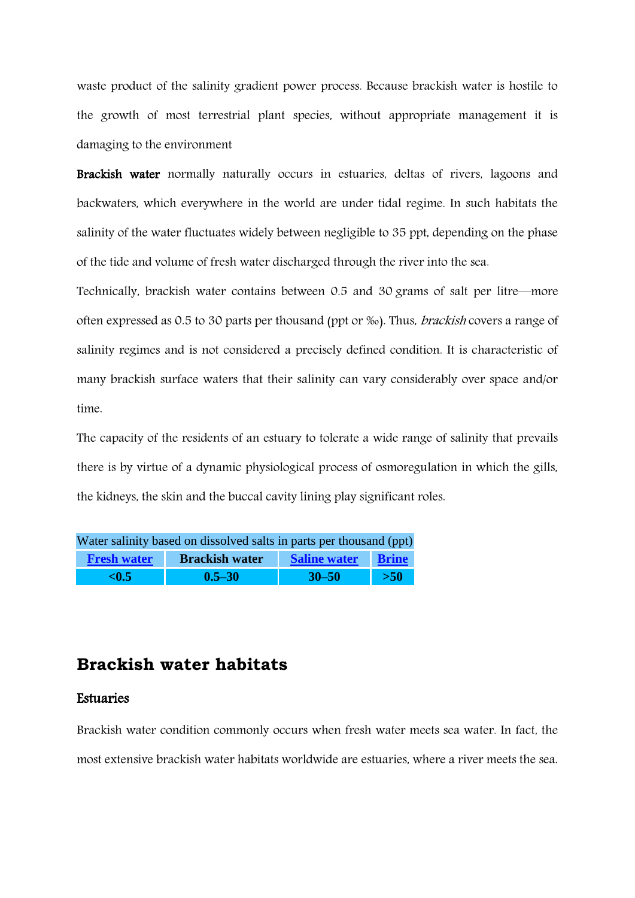waste product of the salinity gradient power process. Because brackish water is hostile to the growth of most terrestrial plant species, without appropriate management it is damaging to the environment

**Brackish water** normally naturally occurs in estuaries, deltas of rivers, lagoons and backwaters, which everywhere in the world are under tidal regime. In such habitats the salinity of the water fluctuates widely between negligible to 35 ppt, depending on the phase of the tide and volume of fresh water discharged through the river into the sea.

Technically, brackish water contains between 0.5 and 30 grams of salt per litre—more often expressed as 0.5 to 30 parts per thousand (ppt or ‰). Thus, *brackish* covers a range of salinity regimes and is not considered a precisely defined condition. It is characteristic of many brackish surface waters that their salinity can vary considerably over space and/or time.

The capacity of the residents of an estuary to tolerate a wide range of salinity that prevails there is by virtue of a dynamic physiological process of osmoregulation in which the gills, the kidneys, the skin and the buccal cavity lining play significant roles.

| Water salinity based on dissolved salts in parts per thousand (ppt) | | | |
|---|---|---|---|
| **Fresh water** | **Brackish water** | **Saline water** | **Brine** |
| **<0.5** | **0.5–30** | **30–50** | **>50** |

## Brackish water habitats

### Estuaries

Brackish water condition commonly occurs when fresh water meets sea water. In fact, the most extensive brackish water habitats worldwide are estuaries, where a river meets the sea.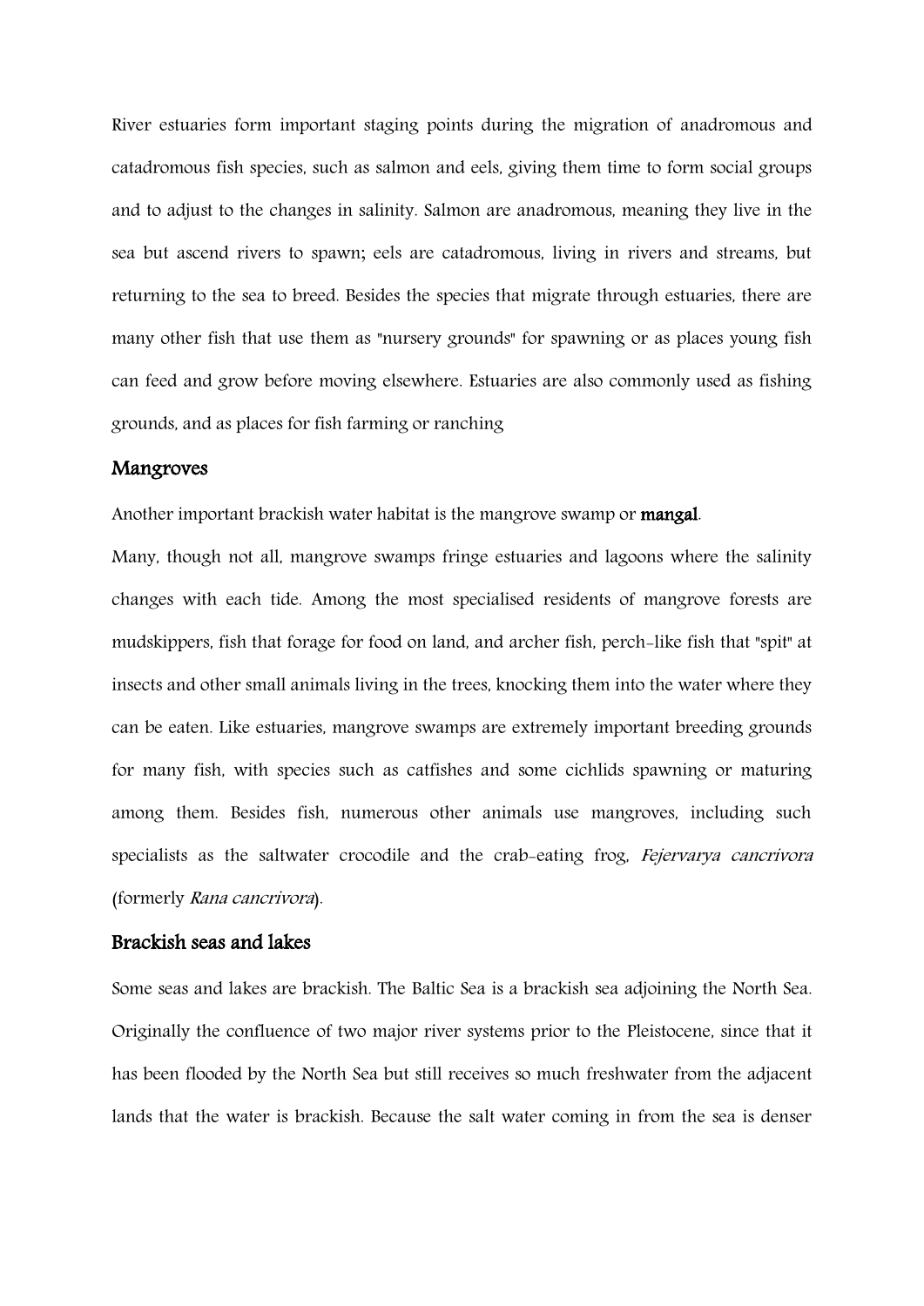River estuaries form important staging points during the migration of anadromous and catadromous fish species, such as salmon and eels, giving them time to form social groups and to adjust to the changes in salinity. Salmon are anadromous, meaning they live in the sea but ascend rivers to spawn; eels are catadromous, living in rivers and streams, but returning to the sea to breed. Besides the species that migrate through estuaries, there are many other fish that use them as "nursery grounds" for spawning or as places young fish can feed and grow before moving elsewhere. Estuaries are also commonly used as fishing grounds, and as places for fish farming or ranching

## Mangroves

Another important brackish water habitat is the mangrove swamp or **mangal**.

Many, though not all, mangrove swamps fringe estuaries and lagoons where the salinity changes with each tide. Among the most specialised residents of mangrove forests are mudskippers, fish that forage for food on land, and archer fish, perch-like fish that "spit" at insects and other small animals living in the trees, knocking them into the water where they can be eaten. Like estuaries, mangrove swamps are extremely important breeding grounds for many fish, with species such as catfishes and some cichlids spawning or maturing among them. Besides fish, numerous other animals use mangroves, including such specialists as the saltwater crocodile and the crab-eating frog, *Fejervarya cancrivora* (formerly *Rana cancrivora*).

## Brackish seas and lakes

Some seas and lakes are brackish. The Baltic Sea is a brackish sea adjoining the North Sea. Originally the confluence of two major river systems prior to the Pleistocene, since that it has been flooded by the North Sea but still receives so much freshwater from the adjacent lands that the water is brackish. Because the salt water coming in from the sea is denser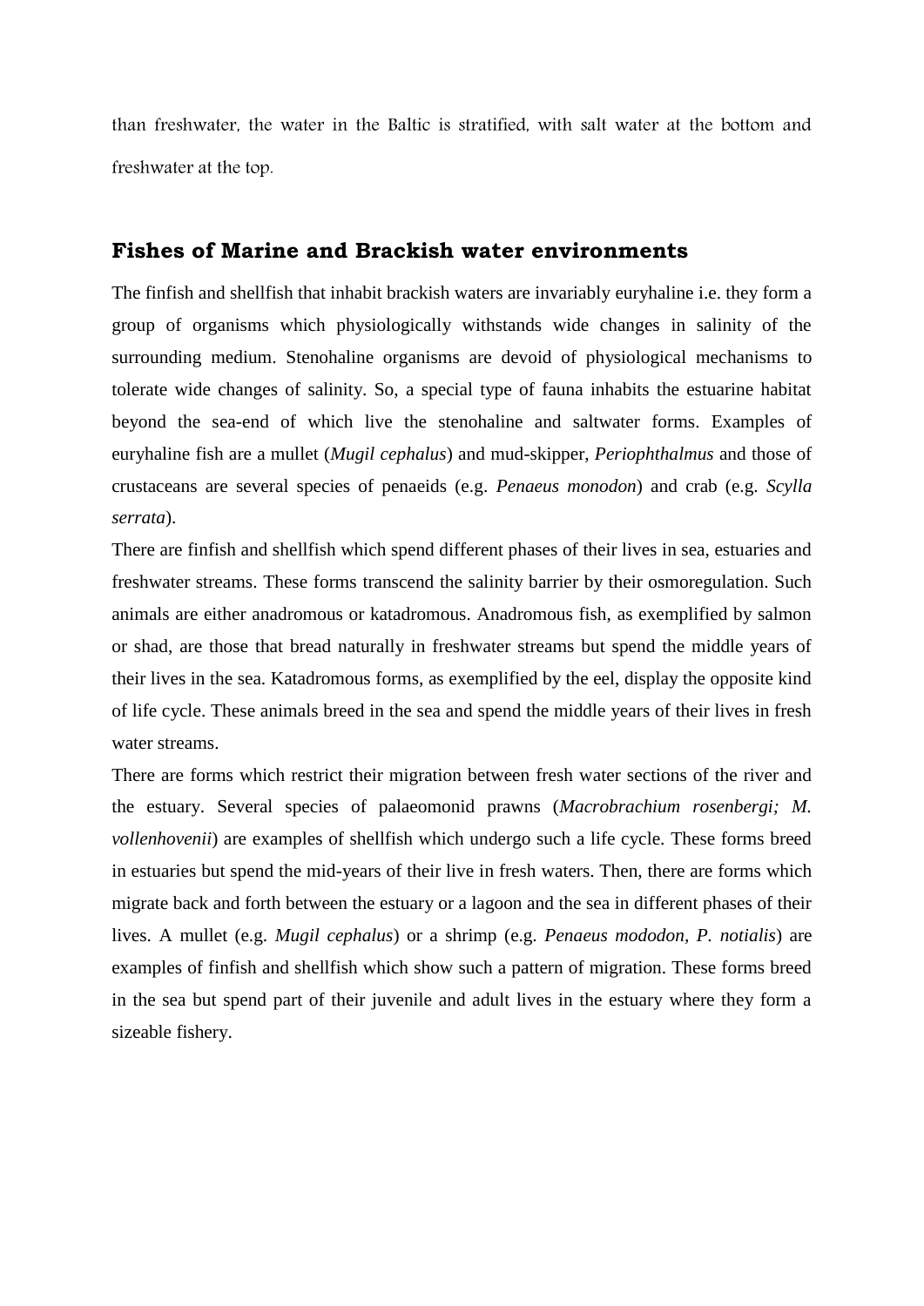than freshwater, the water in the Baltic is stratified, with salt water at the bottom and freshwater at the top.

## Fishes of Marine and Brackish water environments

The finfish and shellfish that inhabit brackish waters are invariably euryhaline i.e. they form a group of organisms which physiologically withstands wide changes in salinity of the surrounding medium. Stenohaline organisms are devoid of physiological mechanisms to tolerate wide changes of salinity. So, a special type of fauna inhabits the estuarine habitat beyond the sea-end of which live the stenohaline and saltwater forms. Examples of euryhaline fish are a mullet (*Mugil cephalus*) and mud-skipper, *Periophthalmus* and those of crustaceans are several species of penaeids (e.g. *Penaeus monodon*) and crab (e.g. *Scylla serrata*).

There are finfish and shellfish which spend different phases of their lives in sea, estuaries and freshwater streams. These forms transcend the salinity barrier by their osmoregulation. Such animals are either anadromous or katadromous. Anadromous fish, as exemplified by salmon or shad, are those that bread naturally in freshwater streams but spend the middle years of their lives in the sea. Katadromous forms, as exemplified by the eel, display the opposite kind of life cycle. These animals breed in the sea and spend the middle years of their lives in fresh water streams.

There are forms which restrict their migration between fresh water sections of the river and the estuary. Several species of palaeomonid prawns (*Macrobrachium rosenbergi; M. vollenhovenii*) are examples of shellfish which undergo such a life cycle. These forms breed in estuaries but spend the mid-years of their live in fresh waters. Then, there are forms which migrate back and forth between the estuary or a lagoon and the sea in different phases of their lives. A mullet (e.g. *Mugil cephalus*) or a shrimp (e.g. *Penaeus mododon*, *P. notialis*) are examples of finfish and shellfish which show such a pattern of migration. These forms breed in the sea but spend part of their juvenile and adult lives in the estuary where they form a sizeable fishery.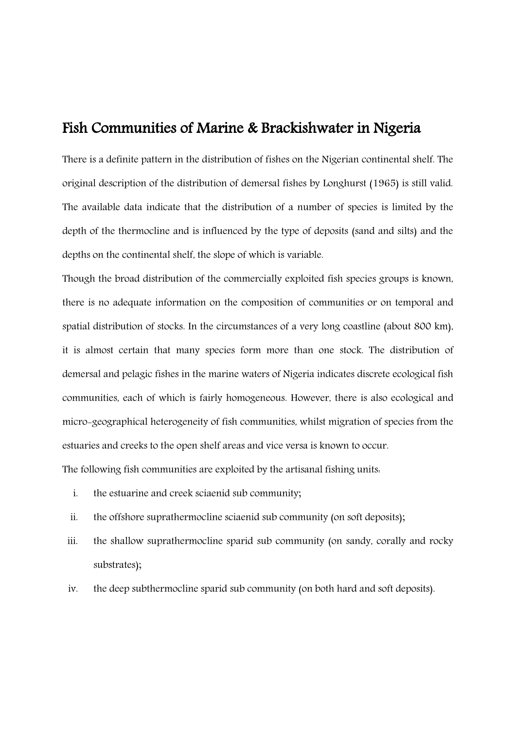## Fish Communities of Marine & Brackishwater in Nigeria

There is a definite pattern in the distribution of fishes on the Nigerian continental shelf. The original description of the distribution of demersal fishes by Longhurst (1965) is still valid. The available data indicate that the distribution of a number of species is limited by the depth of the thermocline and is influenced by the type of deposits (sand and silts) and the depths on the continental shelf, the slope of which is variable.

Though the broad distribution of the commercially exploited fish species groups is known, there is no adequate information on the composition of communities or on temporal and spatial distribution of stocks. In the circumstances of a very long coastline (about 800 km), it is almost certain that many species form more than one stock. The distribution of demersal and pelagic fishes in the marine waters of Nigeria indicates discrete ecological fish communities, each of which is fairly homogeneous. However, there is also ecological and micro-geographical heterogeneity of fish communities, whilst migration of species from the estuaries and creeks to the open shelf areas and vice versa is known to occur.

The following fish communities are exploited by the artisanal fishing units:

i. the estuarine and creek sciaenid sub community;
ii. the offshore suprathermocline sciaenid sub community (on soft deposits);
iii. the shallow suprathermocline sparid sub community (on sandy, corally and rocky substrates);
iv. the deep subthermocline sparid sub community (on both hard and soft deposits).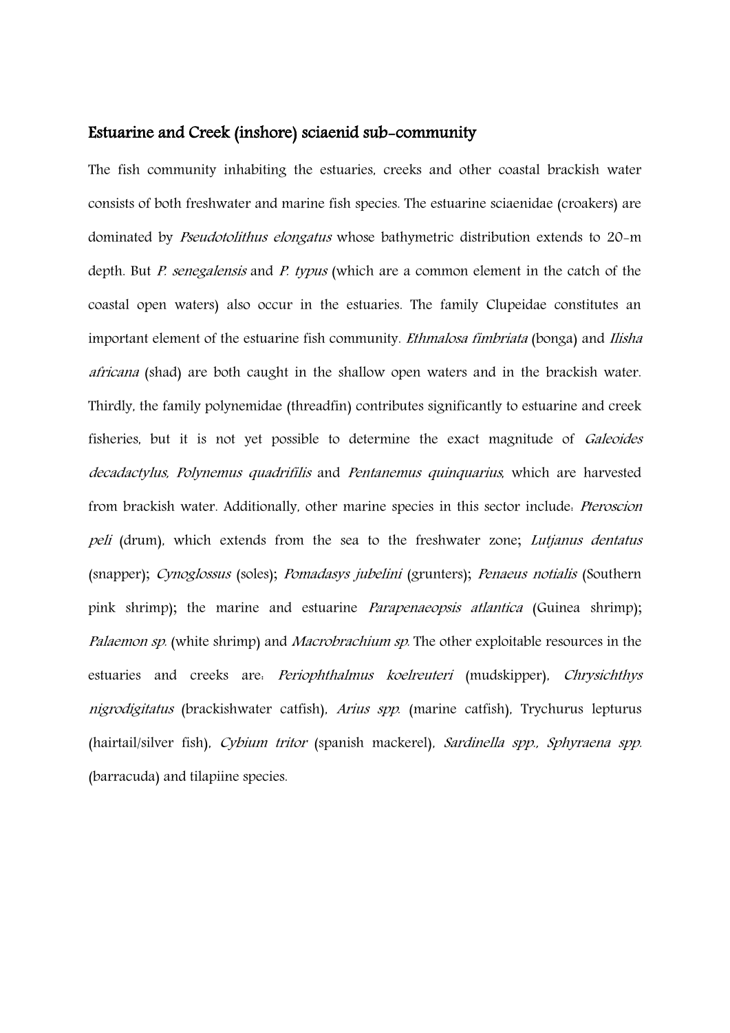## Estuarine and Creek (inshore) sciaenid sub-community

The fish community inhabiting the estuaries, creeks and other coastal brackish water consists of both freshwater and marine fish species. The estuarine sciaenidae (croakers) are dominated by *Pseudotolithus elongatus* whose bathymetric distribution extends to 20-m depth. But *P. senegalensis* and *P. typus* (which are a common element in the catch of the coastal open waters) also occur in the estuaries. The family Clupeidae constitutes an important element of the estuarine fish community. *Ethmalosa fimbriata* (bonga) and *Ilisha africana* (shad) are both caught in the shallow open waters and in the brackish water. Thirdly, the family polynemidae (threadfin) contributes significantly to estuarine and creek fisheries, but it is not yet possible to determine the exact magnitude of *Galeoides decadactylus, Polynemus quadrifilis* and *Pentanemus quinquarius*, which are harvested from brackish water. Additionally, other marine species in this sector include: *Pteroscion peli* (drum), which extends from the sea to the freshwater zone; *Lutjanus dentatus* (snapper); *Cynoglossus* (soles); *Pomadasys jubelini* (grunters); *Penaeus notialis* (Southern pink shrimp); the marine and estuarine *Parapenaeopsis atlantica* (Guinea shrimp); *Palaemon sp.* (white shrimp) and *Macrobrachium sp.* The other exploitable resources in the estuaries and creeks are: *Periophthalmus koelreuteri* (mudskipper), *Chrysichthys nigrodigitatus* (brackishwater catfish), *Arius spp.* (marine catfish), Trychurus lepturus (hairtail/silver fish), *Cybium tritor* (spanish mackerel), *Sardinella spp., Sphyraena spp.* (barracuda) and tilapiine species.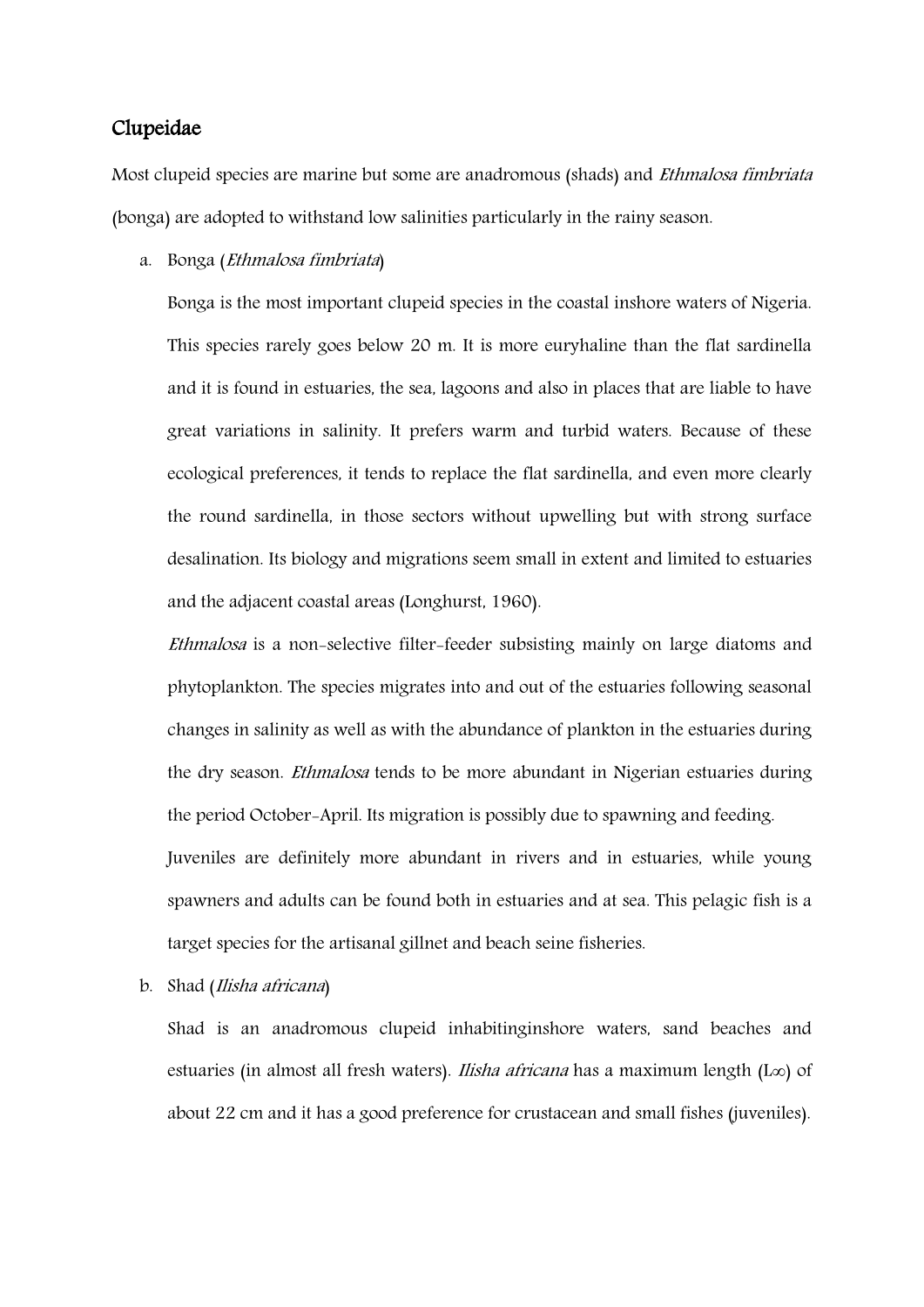## Clupeidae

Most clupeid species are marine but some are anadromous (shads) and *Ethmalosa fimbriata* (bonga) are adopted to withstand low salinities particularly in the rainy season.

a. Bonga (*Ethmalosa fimbriata*)

   Bonga is the most important clupeid species in the coastal inshore waters of Nigeria. This species rarely goes below 20 m. It is more euryhaline than the flat sardinella and it is found in estuaries, the sea, lagoons and also in places that are liable to have great variations in salinity. It prefers warm and turbid waters. Because of these ecological preferences, it tends to replace the flat sardinella, and even more clearly the round sardinella, in those sectors without upwelling but with strong surface desalination. Its biology and migrations seem small in extent and limited to estuaries and the adjacent coastal areas (Longhurst, 1960).

   *Ethmalosa* is a non-selective filter-feeder subsisting mainly on large diatoms and phytoplankton. The species migrates into and out of the estuaries following seasonal changes in salinity as well as with the abundance of plankton in the estuaries during the dry season. *Ethmalosa* tends to be more abundant in Nigerian estuaries during the period October-April. Its migration is possibly due to spawning and feeding.

   Juveniles are definitely more abundant in rivers and in estuaries, while young spawners and adults can be found both in estuaries and at sea. This pelagic fish is a target species for the artisanal gillnet and beach seine fisheries.

b. Shad (*Ilisha africana*)

   Shad is an anadromous clupeid inhabitinginshore waters, sand beaches and estuaries (in almost all fresh waters). *Ilisha africana* has a maximum length ($L\infty$) of about 22 cm and it has a good preference for crustacean and small fishes (juveniles).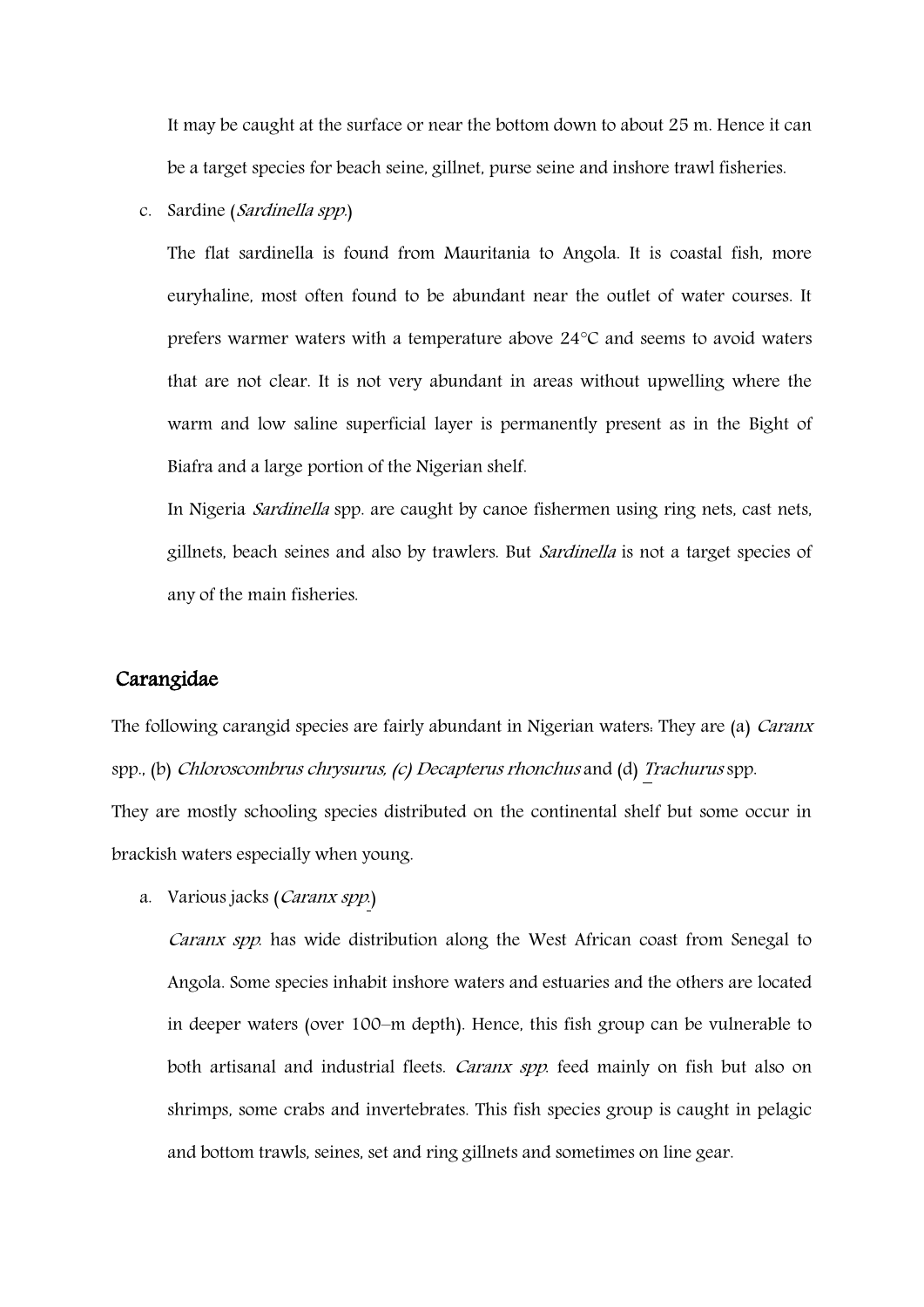It may be caught at the surface or near the bottom down to about 25 m. Hence it can be a target species for beach seine, gillnet, purse seine and inshore trawl fisheries.

c. Sardine (*Sardinella spp.*)

   The flat sardinella is found from Mauritania to Angola. It is coastal fish, more euryhaline, most often found to be abundant near the outlet of water courses. It prefers warmer waters with a temperature above 24°C and seems to avoid waters that are not clear. It is not very abundant in areas without upwelling where the warm and low saline superficial layer is permanently present as in the Bight of Biafra and a large portion of the Nigerian shelf.

   In Nigeria *Sardinella* spp. are caught by canoe fishermen using ring nets, cast nets, gillnets, beach seines and also by trawlers. But *Sardinella* is not a target species of any of the main fisheries.

## Carangidae

The following carangid species are fairly abundant in Nigerian waters: They are (a) *Caranx* spp., (b) *Chloroscombrus chrysurus, (c) Decapterus rhonchus* and (d) *Trachurus* spp. They are mostly schooling species distributed on the continental shelf but some occur in brackish waters especially when young.

a. Various jacks (*Caranx spp.*)

   *Caranx spp.* has wide distribution along the West African coast from Senegal to Angola. Some species inhabit inshore waters and estuaries and the others are located in deeper waters (over 100–m depth). Hence, this fish group can be vulnerable to both artisanal and industrial fleets. *Caranx spp.* feed mainly on fish but also on shrimps, some crabs and invertebrates. This fish species group is caught in pelagic and bottom trawls, seines, set and ring gillnets and sometimes on line gear.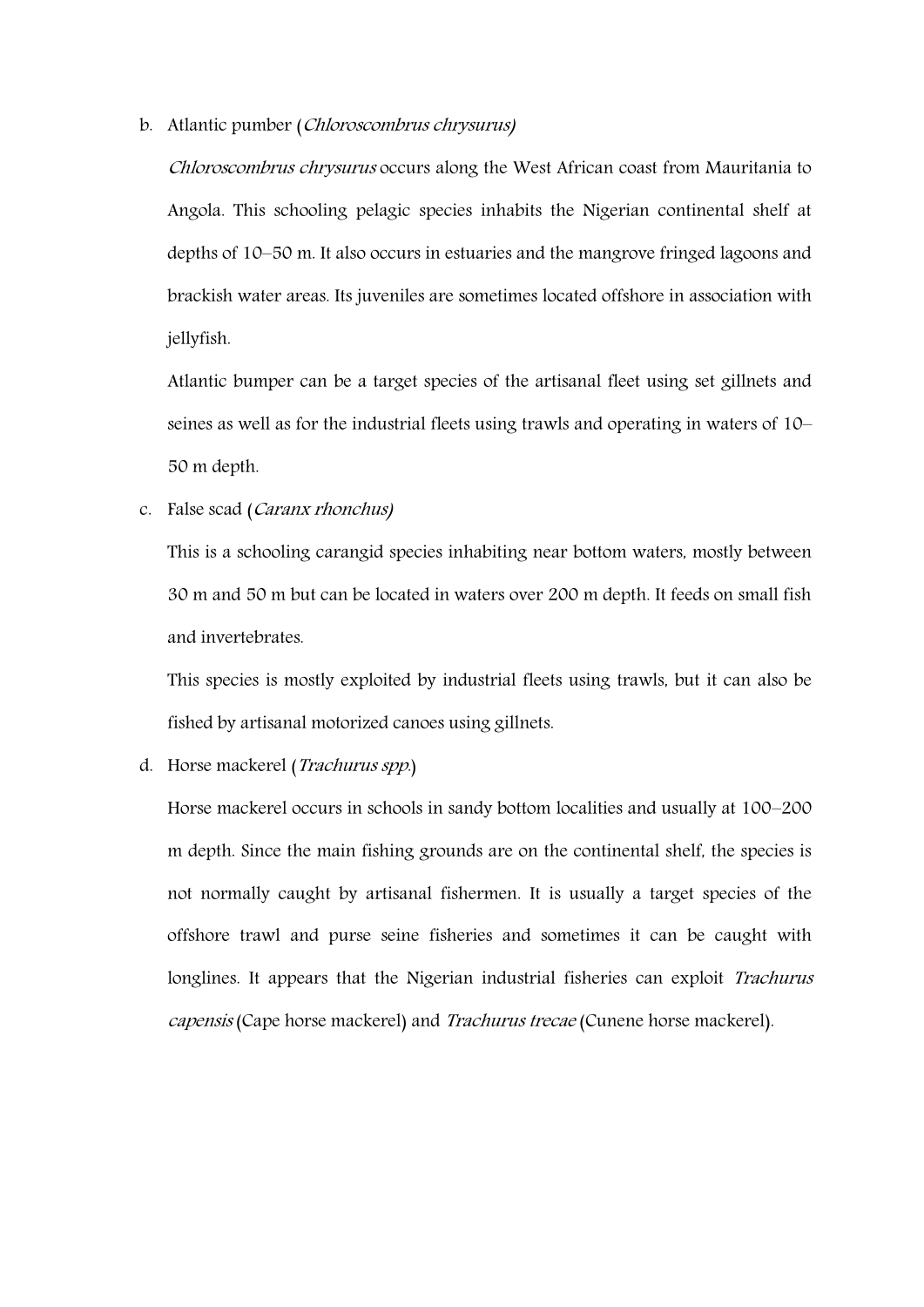b. Atlantic pumber (*Chloroscombrus chrysurus)*

   *Chloroscombrus chrysurus* occurs along the West African coast from Mauritania to Angola. This schooling pelagic species inhabits the Nigerian continental shelf at depths of 10–50 m. It also occurs in estuaries and the mangrove fringed lagoons and brackish water areas. Its juveniles are sometimes located offshore in association with jellyfish.

   Atlantic bumper can be a target species of the artisanal fleet using set gillnets and seines as well as for the industrial fleets using trawls and operating in waters of 10–50 m depth.

c. False scad (*Caranx rhonchus)*

   This is a schooling carangid species inhabiting near bottom waters, mostly between 30 m and 50 m but can be located in waters over 200 m depth. It feeds on small fish and invertebrates.

   This species is mostly exploited by industrial fleets using trawls, but it can also be fished by artisanal motorized canoes using gillnets.

d. Horse mackerel (*Trachurus spp.*)

   Horse mackerel occurs in schools in sandy bottom localities and usually at 100–200 m depth. Since the main fishing grounds are on the continental shelf, the species is not normally caught by artisanal fishermen. It is usually a target species of the offshore trawl and purse seine fisheries and sometimes it can be caught with longlines. It appears that the Nigerian industrial fisheries can exploit *Trachurus capensis* (Cape horse mackerel) and *Trachurus trecae* (Cunene horse mackerel).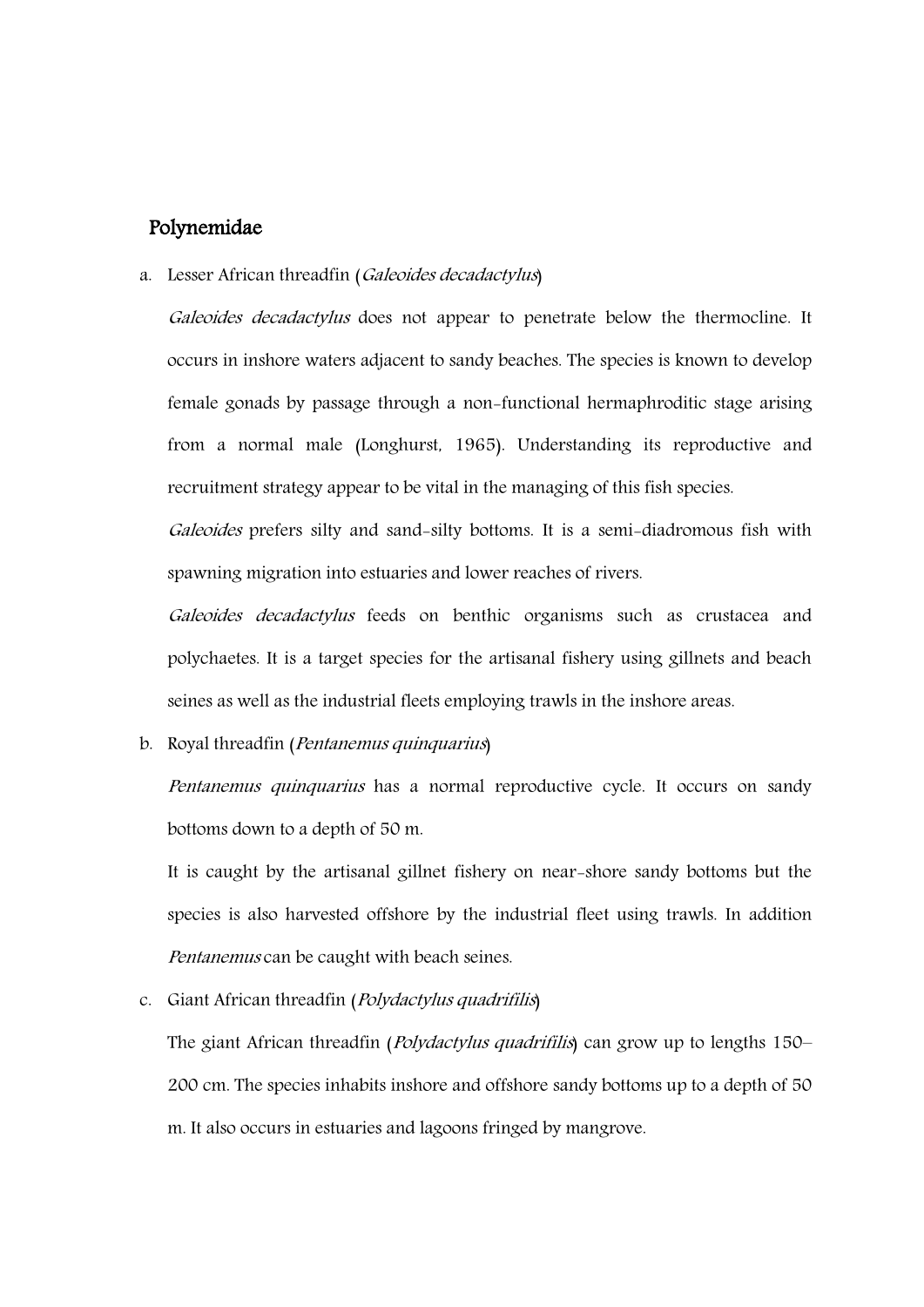## Polynemidae

a. Lesser African threadfin (*Galeoides decadactylus*)

   *Galeoides decadactylus* does not appear to penetrate below the thermocline. It occurs in inshore waters adjacent to sandy beaches. The species is known to develop female gonads by passage through a non-functional hermaphroditic stage arising from a normal male (Longhurst, 1965). Understanding its reproductive and recruitment strategy appear to be vital in the managing of this fish species.

   *Galeoides* prefers silty and sand-silty bottoms. It is a semi-diadromous fish with spawning migration into estuaries and lower reaches of rivers.

   *Galeoides decadactylus* feeds on benthic organisms such as crustacea and polychaetes. It is a target species for the artisanal fishery using gillnets and beach seines as well as the industrial fleets employing trawls in the inshore areas.

b. Royal threadfin (*Pentanemus quinquarius*)

   *Pentanemus quinquarius* has a normal reproductive cycle. It occurs on sandy bottoms down to a depth of 50 m.

   It is caught by the artisanal gillnet fishery on near-shore sandy bottoms but the species is also harvested offshore by the industrial fleet using trawls. In addition *Pentanemus* can be caught with beach seines.

c. Giant African threadfin (*Polydactylus quadrifilis*)

   The giant African threadfin (*Polydactylus quadrifilis*) can grow up to lengths 150–200 cm. The species inhabits inshore and offshore sandy bottoms up to a depth of 50 m. It also occurs in estuaries and lagoons fringed by mangrove.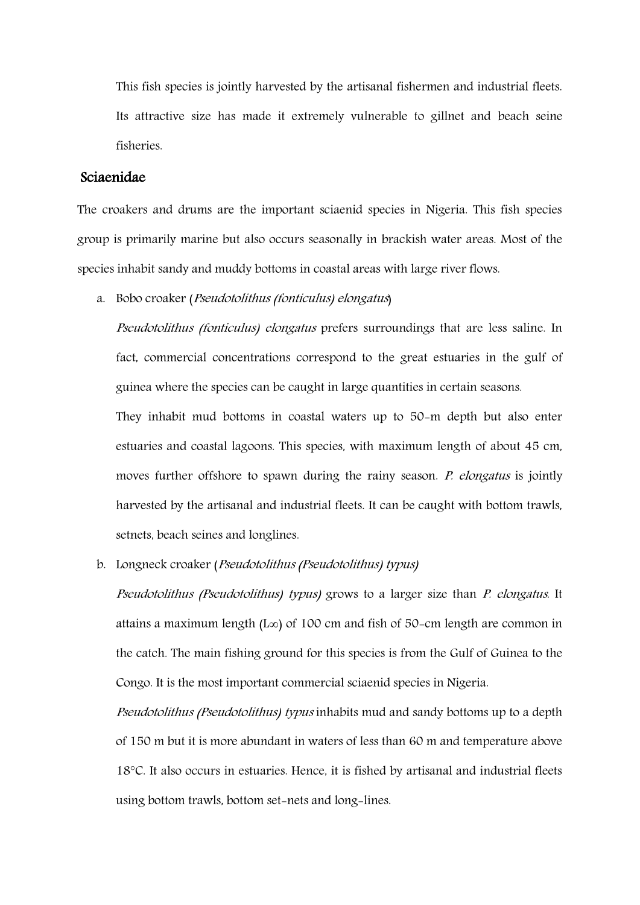This fish species is jointly harvested by the artisanal fishermen and industrial fleets. Its attractive size has made it extremely vulnerable to gillnet and beach seine fisheries.

## Sciaenidae

The croakers and drums are the important sciaenid species in Nigeria. This fish species group is primarily marine but also occurs seasonally in brackish water areas. Most of the species inhabit sandy and muddy bottoms in coastal areas with large river flows.

a. Bobo croaker (*Pseudotolithus (fonticulus) elongatus*)

   *Pseudotolithus (fonticulus) elongatus* prefers surroundings that are less saline. In fact, commercial concentrations correspond to the great estuaries in the gulf of guinea where the species can be caught in large quantities in certain seasons.

   They inhabit mud bottoms in coastal waters up to 50-m depth but also enter estuaries and coastal lagoons. This species, with maximum length of about 45 cm, moves further offshore to spawn during the rainy season. *P. elongatus* is jointly harvested by the artisanal and industrial fleets. It can be caught with bottom trawls, setnets, beach seines and longlines.

b. Longneck croaker (*Pseudotolithus (Pseudotolithus) typus)*

   *Pseudotolithus (Pseudotolithus) typus)* grows to a larger size than *P. elongatus*. It attains a maximum length ($L\infty$) of 100 cm and fish of 50-cm length are common in the catch. The main fishing ground for this species is from the Gulf of Guinea to the Congo. It is the most important commercial sciaenid species in Nigeria.

   *Pseudotolithus (Pseudotolithus) typus* inhabits mud and sandy bottoms up to a depth of 150 m but it is more abundant in waters of less than 60 m and temperature above 18°C. It also occurs in estuaries. Hence, it is fished by artisanal and industrial fleets using bottom trawls, bottom set-nets and long-lines.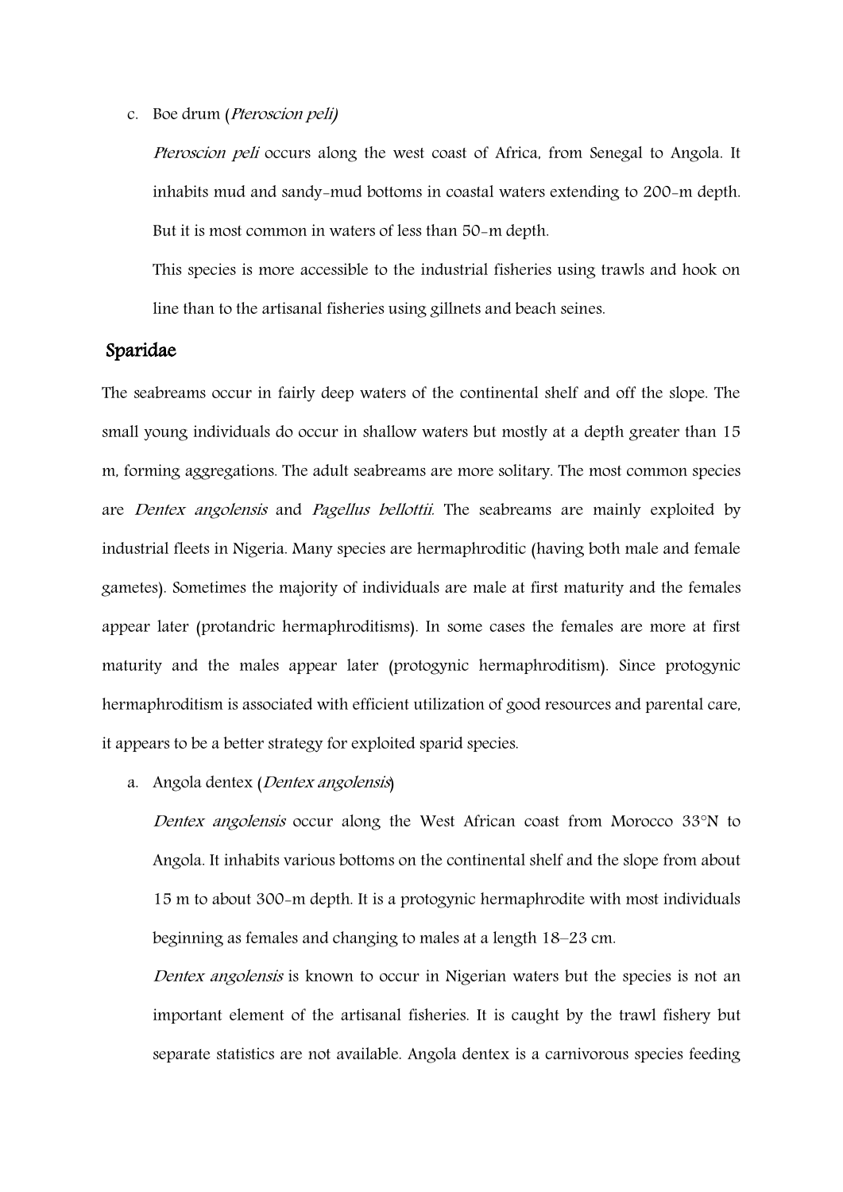c. Boe drum (*Pteroscion peli)*

*Pteroscion peli* occurs along the west coast of Africa, from Senegal to Angola. It inhabits mud and sandy-mud bottoms in coastal waters extending to 200-m depth. But it is most common in waters of less than 50-m depth.

This species is more accessible to the industrial fisheries using trawls and hook on line than to the artisanal fisheries using gillnets and beach seines.

## Sparidae

The seabreams occur in fairly deep waters of the continental shelf and off the slope. The small young individuals do occur in shallow waters but mostly at a depth greater than 15 m, forming aggregations. The adult seabreams are more solitary. The most common species are *Dentex angolensis* and *Pagellus bellottii*. The seabreams are mainly exploited by industrial fleets in Nigeria. Many species are hermaphroditic (having both male and female gametes). Sometimes the majority of individuals are male at first maturity and the females appear later (protandric hermaphroditisms). In some cases the females are more at first maturity and the males appear later (protogynic hermaphroditism). Since protogynic hermaphroditism is associated with efficient utilization of good resources and parental care, it appears to be a better strategy for exploited sparid species.

a. Angola dentex (*Dentex angolensis*)

*Dentex angolensis* occur along the West African coast from Morocco 33°N to Angola. It inhabits various bottoms on the continental shelf and the slope from about 15 m to about 300-m depth. It is a protogynic hermaphrodite with most individuals beginning as females and changing to males at a length 18–23 cm.

*Dentex angolensis* is known to occur in Nigerian waters but the species is not an important element of the artisanal fisheries. It is caught by the trawl fishery but separate statistics are not available. Angola dentex is a carnivorous species feeding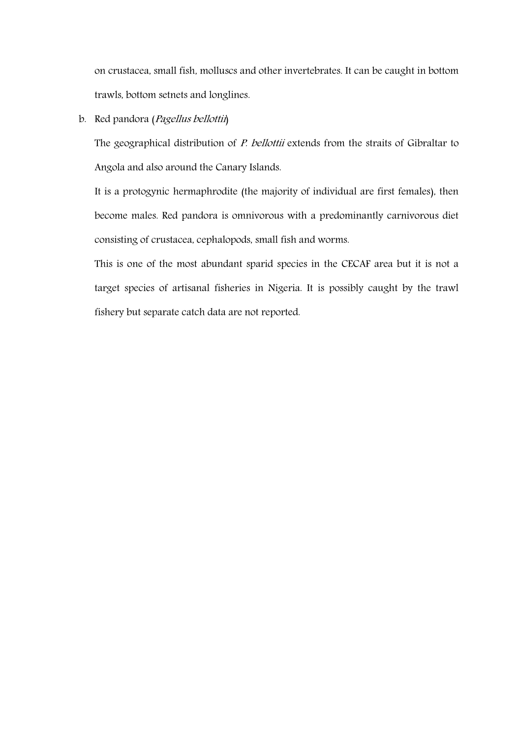on crustacea, small fish, molluscs and other invertebrates. It can be caught in bottom trawls, bottom setnets and longlines.

b. Red pandora (*Pagellus bellottii*)

   The geographical distribution of *P. bellottii* extends from the straits of Gibraltar to Angola and also around the Canary Islands.

   It is a protogynic hermaphrodite (the majority of individual are first females), then become males. Red pandora is omnivorous with a predominantly carnivorous diet consisting of crustacea, cephalopods, small fish and worms.

   This is one of the most abundant sparid species in the CECAF area but it is not a target species of artisanal fisheries in Nigeria. It is possibly caught by the trawl fishery but separate catch data are not reported.